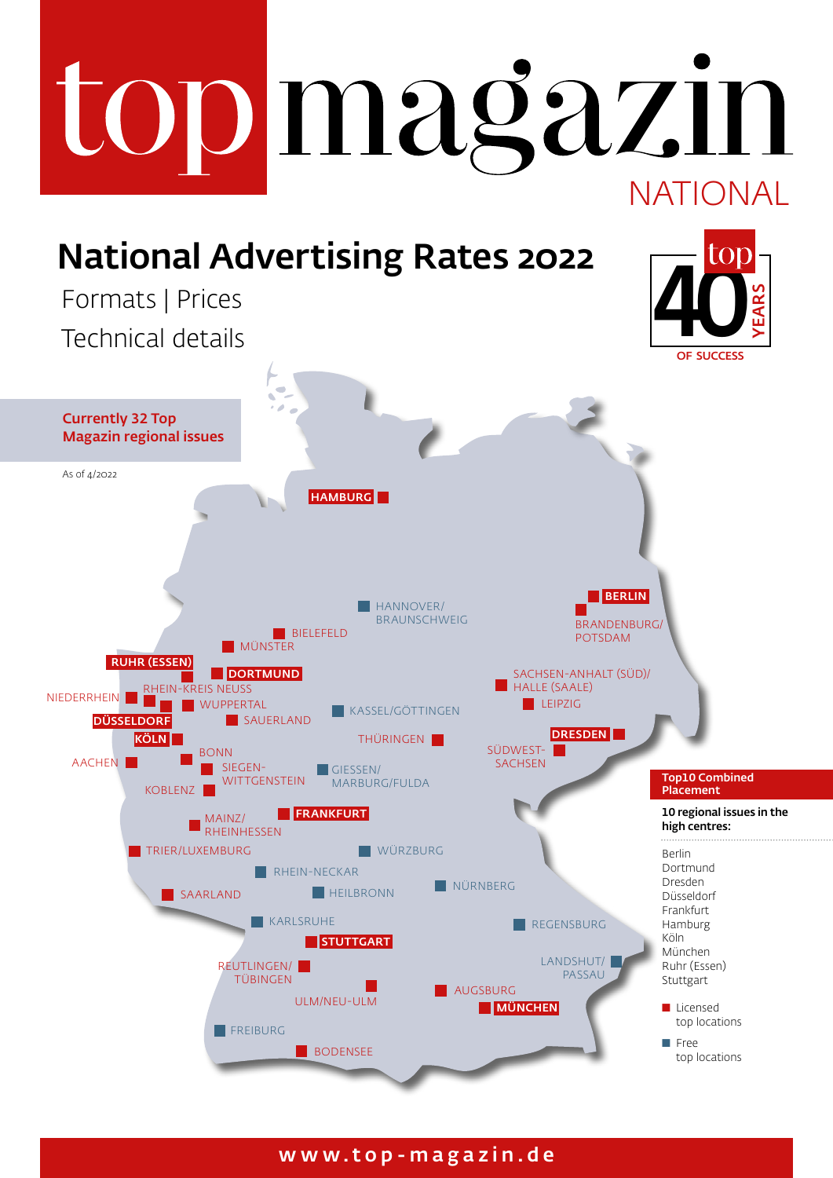# top magazin

NATIONAL

## National Advertising Rates 2022

Formats | Prices

Technical details

top 40 YEARS OF SUCCESS

**Currently 32 Top Magazin regional issues**

As of 4/2022

HAMBURG

HANNOVER/ BRAUNSCHWEIG

BERLIN

BRANDENBURG/ POTSDAM

BIELEFELD

MÜNSTER

RUHR (ESSEN)

DORTMUND

RHEIN-KREIS NEUSS

NIEDERRHEIN

WUPPERTAL

DÜSSELDORF

SAUERLAND

KASSEL/GÖTTINGEN

SACHSEN-ANHALT (SÜD)/ HALLE (SAALE)

LEIPZIG

KÖLN

THÜRINGEN

DRESDEN

BONN

AACHEN

SIEGEN-WITTGENSTEIN

GIESSEN/ MARBURG/FULDA

SÜDWEST-SACHSEN

KOBLENZ

MAINZ/ RHEINHESSEN

FRANKFURT

TRIER/LUXEMBURG

WÜRZBURG

RHEIN-NECKAR

SAARLAND

HEILBRONN

NÜRNBERG

KARLSRUHE

REGENSBURG

STUTTGART

REUTLINGEN/ TÜBINGEN

LANDSHUT/ PASSAU

ULM/NEU-ULM

AUGSBURG

MÜNCHEN

FREIBURG

BODENSEE

**Top10 Combined Placement**

**10 regional issues in the high centres:**

- Berlin
- Dortmund
- Dresden
- Düsseldorf
- Frankfurt
- Hamburg
- Köln
- München
- Ruhr (Essen)
- Stuttgart

- Licensed top locations
- Free top locations

www.top-magazin.de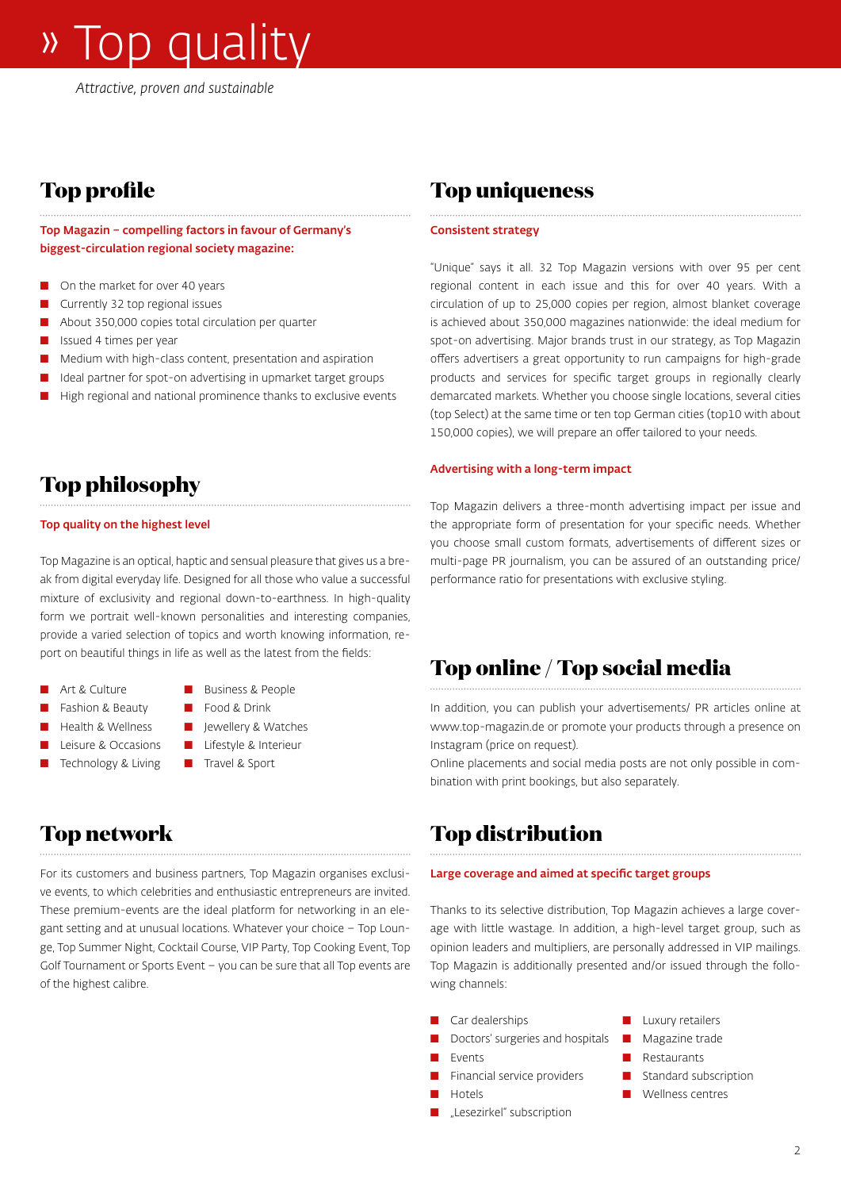# » Top quality

*Attractive, proven and sustainable*

## Top profile

**Top Magazin – compelling factors in favour of Germany's biggest-circulation regional society magazine:**

- On the market for over 40 years
- Currently 32 top regional issues
- About 350,000 copies total circulation per quarter
- Issued 4 times per year
- Medium with high-class content, presentation and aspiration
- Ideal partner for spot-on advertising in upmarket target groups
- High regional and national prominence thanks to exclusive events

## Top philosophy

**Top quality on the highest level**

Top Magazine is an optical, haptic and sensual pleasure that gives us a break from digital everyday life. Designed for all those who value a successful mixture of exclusivity and regional down-to-earthness. In high-quality form we portrait well-known personalities and interesting companies, provide a varied selection of topics and worth knowing information, report on beautiful things in life as well as the latest from the fields:

- Art & Culture
- Fashion & Beauty
- Health & Wellness
- Leisure & Occasions
- Technology & Living
- Business & People
- Food & Drink
- Jewellery & Watches
- Lifestyle & Interieur
- Travel & Sport

## Top network

For its customers and business partners, Top Magazin organises exclusive events, to which celebrities and enthusiastic entrepreneurs are invited. These premium-events are the ideal platform for networking in an elegant setting and at unusual locations. Whatever your choice – Top Lounge, Top Summer Night, Cocktail Course, VIP Party, Top Cooking Event, Top Golf Tournament or Sports Event – you can be sure that all Top events are of the highest calibre.

## Top uniqueness

**Consistent strategy**

"Unique" says it all. 32 Top Magazin versions with over 95 per cent regional content in each issue and this for over 40 years. With a circulation of up to 25,000 copies per region, almost blanket coverage is achieved about 350,000 magazines nationwide: the ideal medium for spot-on advertising. Major brands trust in our strategy, as Top Magazin offers advertisers a great opportunity to run campaigns for high-grade products and services for specific target groups in regionally clearly demarcated markets. Whether you choose single locations, several cities (top Select) at the same time or ten top German cities (top10 with about 150,000 copies), we will prepare an offer tailored to your needs.

**Advertising with a long-term impact**

Top Magazin delivers a three-month advertising impact per issue and the appropriate form of presentation for your specific needs. Whether you choose small custom formats, advertisements of different sizes or multi-page PR journalism, you can be assured of an outstanding price/performance ratio for presentations with exclusive styling.

## Top online / Top social media

In addition, you can publish your advertisements/ PR articles online at www.top-magazin.de or promote your products through a presence on Instagram (price on request).

Online placements and social media posts are not only possible in combination with print bookings, but also separately.

## Top distribution

**Large coverage and aimed at specific target groups**

Thanks to its selective distribution, Top Magazin achieves a large coverage with little wastage. In addition, a high-level target group, such as opinion leaders and multipliers, are personally addressed in VIP mailings. Top Magazin is additionally presented and/or issued through the following channels:

- Car dealerships
- Doctors' surgeries and hospitals
- Events
- Financial service providers
- Hotels
- „Lesezirkel" subscription
- Luxury retailers
- Magazine trade
- Restaurants
- Standard subscription
- Wellness centres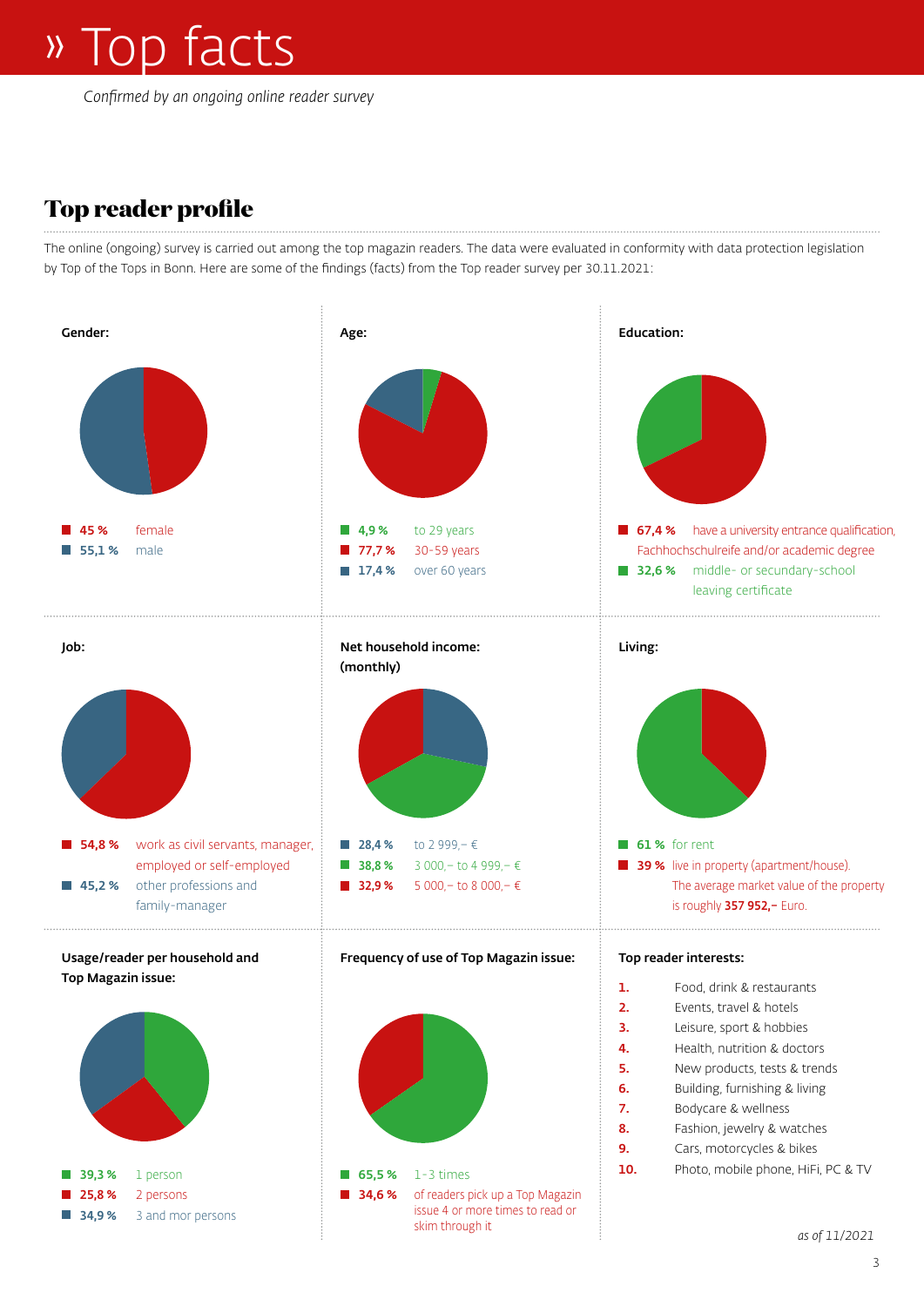# » Top facts

*Confirmed by an ongoing online reader survey*

## Top reader profile

The online (ongoing) survey is carried out among the top magazin readers. The data were evaluated in conformity with data protection legislation by Top of the Tops in Bonn. Here are some of the findings (facts) from the Top reader survey per 30.11.2021:

**Gender:**

- **45 %** female
- **55,1 %** male

**Age:**

- **4,9 %** to 29 years
- **77,7 %** 30-59 years
- **17,4 %** over 60 years

**Education:**

- **67,4 %** have a university entrance qualification, Fachhochschulreife and/or academic degree
- **32,6 %** middle- or secundary-school leaving certificate

**Job:**

- **54,8 %** work as civil servants, manager, employed or self-employed
- **45,2 %** other professions and family-manager

**Net household income: (monthly)**

- **28,4 %** to 2 999,– €
- **38,8 %** 3 000,– to 4 999,– €
- **32,9 %** 5 000,– to 8 000,– €

**Living:**

- **61 %** for rent
- **39 %** live in property (apartment/house). The average market value of the property is roughly **357 952,–** Euro.

**Usage/reader per household and Top Magazin issue:**

- **39,3 %** 1 person
- **25,8 %** 2 persons
- **34,9 %** 3 and mor persons

**Frequency of use of Top Magazin issue:**

- **65,5 %** 1-3 times
- **34,6 %** of readers pick up a Top Magazin issue 4 or more times to read or skim through it

**Top reader interests:**

1. Food, drink & restaurants
2. Events, travel & hotels
3. Leisure, sport & hobbies
4. Health, nutrition & doctors
5. New products, tests & trends
6. Building, furnishing & living
7. Bodycare & wellness
8. Fashion, jewelry & watches
9. Cars, motorcycles & bikes
10. Photo, mobile phone, HiFi, PC & TV

*as of 11/2021*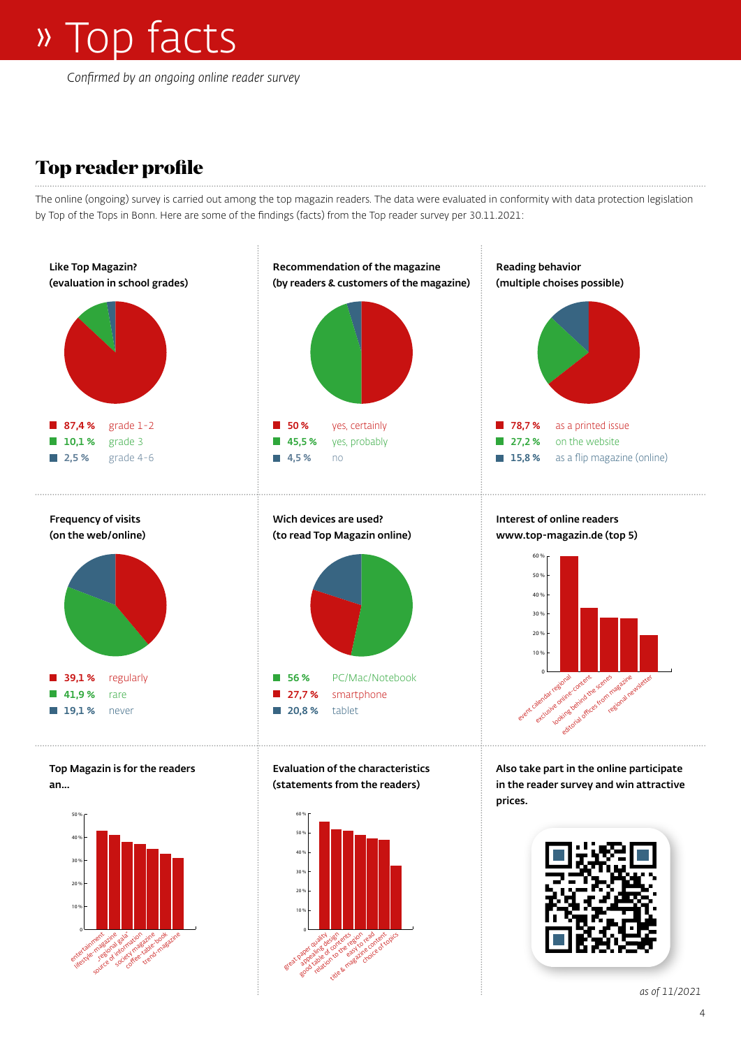# » Top facts

*Confirmed by an ongoing online reader survey*

## Top reader profile

The online (ongoing) survey is carried out among the top magazin readers. The data were evaluated in conformity with data protection legislation by Top of the Tops in Bonn. Here are some of the findings (facts) from the Top reader survey per 30.11.2021:

**Like Top Magazin?**
**(evaluation in school grades)**

| | |
|---|---|
| 87,4 % | grade 1-2 |
| 10,1 % | grade 3 |
| 2,5 % | grade 4-6 |

**Recommendation of the magazine**
**(by readers & customers of the magazine)**

| | |
|---|---|
| 50 % | yes, certainly |
| 45,5 % | yes, probably |
| 4,5 % | no |

**Reading behavior**
**(multiple choises possible)**

| | |
|---|---|
| 78,7 % | as a printed issue |
| 27,2 % | on the website |
| 15,8 % | as a flip magazine (online) |

**Frequency of visits**
**(on the web/online)**

| | |
|---|---|
| 39,1 % | regularly |
| 41,9 % | rare |
| 19,1 % | never |

**Wich devices are used?**
**(to read Top Magazin online)**

| | |
|---|---|
| 56 % | PC/Mac/Notebook |
| 27,7 % | smartphone |
| 20,8 % | tablet |

**Interest of online readers**
**www.top-magazin.de (top 5)**

Bar chart (0–60 %): event calendar regional, exclusive online-content, looking behind the scenes, editorial offices from magazine, regional newsletter

**Top Magazin is for the readers an…**

Bar chart (0–50 %): entertainment, lifestyle-magazine, regional gala', source of information, society magazine, coffee-table-book, trend-magazine

**Evaluation of the characteristics**
**(statements from the readers)**

Bar chart (0–60 %): great paper quality, appealing design, good table of contents, relation to the region, easy to read, title & magazine content, choice of topics

**Also take part in the online participate in the reader survey and win attractive prices.**

*as of 11/2021*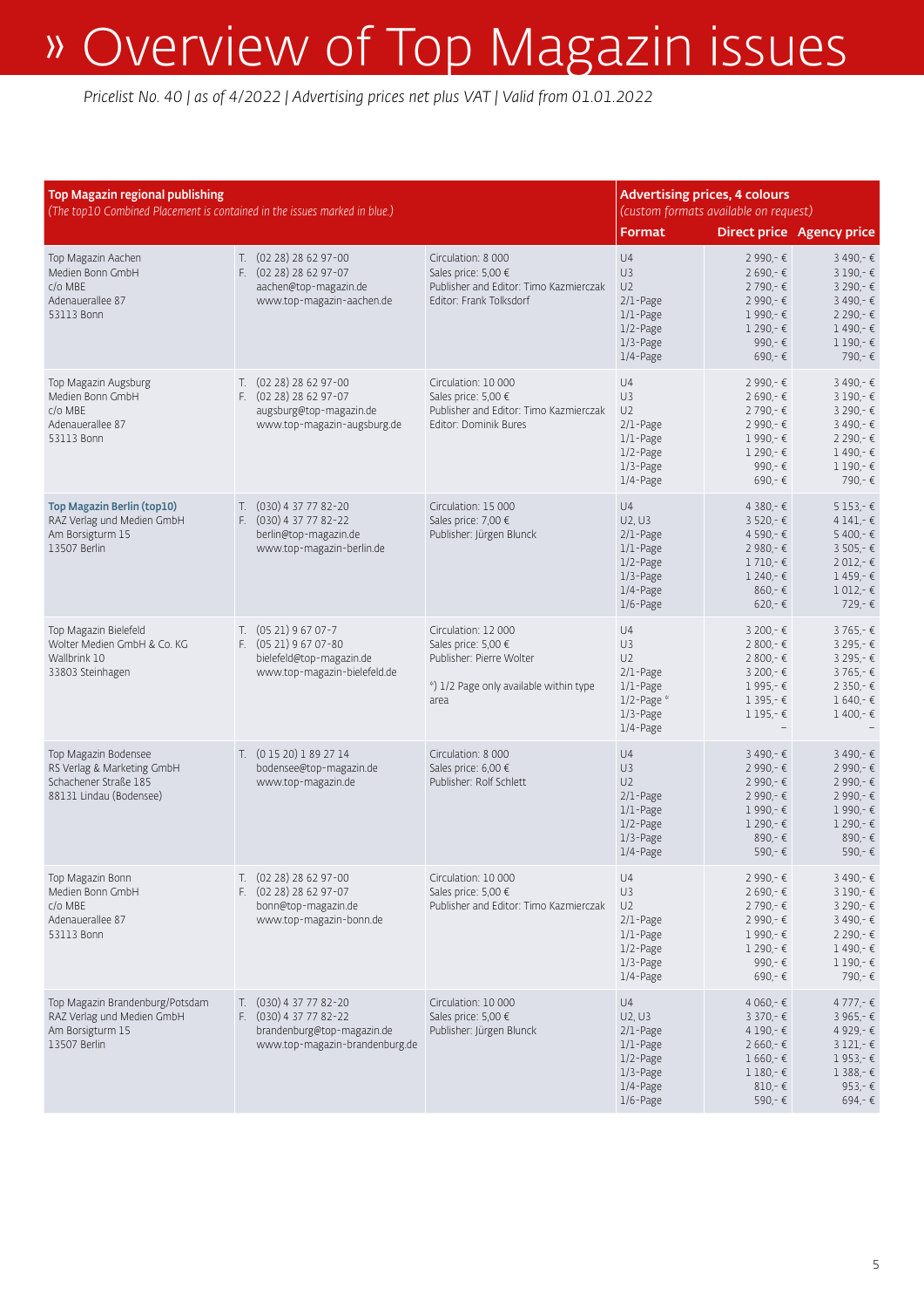# » Overview of Top Magazin issues

*Pricelist No. 40 | as of 4/2022 | Advertising prices net plus VAT | Valid from 01.01.2022*

| **Top Magazin regional publishing** *(The top10 Combined Placement is contained in the issues marked in blue.)* | | | **Advertising prices, 4 colours** *(custom formats available on request)* | | |
|---|---|---|---|---|---|
| | | | **Format** | **Direct price** | **Agency price** |
| Top Magazin Aachen<br>Medien Bonn GmbH<br>c/o MBE<br>Adenauerallee 87<br>53113 Bonn | T. (02 28) 28 62 97-00<br>F. (02 28) 28 62 97-07<br>aachen@top-magazin.de<br>www.top-magazin-aachen.de | Circulation: 8 000<br>Sales price: 5,00 €<br>Publisher and Editor: Timo Kazmierczak<br>Editor: Frank Tolksdorf | U4<br>U3<br>U2<br>2/1-Page<br>1/1-Page<br>1/2-Page<br>1/3-Page<br>1/4-Page | 2 990,- €<br>2 690,- €<br>2 790,- €<br>2 990,- €<br>1 990,- €<br>1 290,- €<br>990,- €<br>690,- € | 3 490,- €<br>3 190,- €<br>3 290,- €<br>3 490,- €<br>2 290,- €<br>1 490,- €<br>1 190,- €<br>790,- € |
| Top Magazin Augsburg<br>Medien Bonn GmbH<br>c/o MBE<br>Adenauerallee 87<br>53113 Bonn | T. (02 28) 28 62 97-00<br>F. (02 28) 28 62 97-07<br>augsburg@top-magazin.de<br>www.top-magazin-augsburg.de | Circulation: 10 000<br>Sales price: 5,00 €<br>Publisher and Editor: Timo Kazmierczak<br>Editor: Dominik Bures | U4<br>U3<br>U2<br>2/1-Page<br>1/1-Page<br>1/2-Page<br>1/3-Page<br>1/4-Page | 2 990,- €<br>2 690,- €<br>2 790,- €<br>2 990,- €<br>1 990,- €<br>1 290,- €<br>990,- €<br>690,- € | 3 490,- €<br>3 190,- €<br>3 290,- €<br>3 490,- €<br>2 290,- €<br>1 490,- €<br>1 190,- €<br>790,- € |
| **Top Magazin Berlin (top10)**<br>RAZ Verlag und Medien GmbH<br>Am Borsigturm 15<br>13507 Berlin | T. (030) 4 37 77 82-20<br>F. (030) 4 37 77 82-22<br>berlin@top-magazin.de<br>www.top-magazin-berlin.de | Circulation: 15 000<br>Sales price: 7,00 €<br>Publisher: Jürgen Blunck | U4<br>U2, U3<br>2/1-Page<br>1/1-Page<br>1/2-Page<br>1/3-Page<br>1/4-Page<br>1/6-Page | 4 380,- €<br>3 520,- €<br>4 590,- €<br>2 980,- €<br>1 710,- €<br>1 240,- €<br>860,- €<br>620,- € | 5 153,- €<br>4 141,- €<br>5 400,- €<br>3 505,- €<br>2 012,- €<br>1 459,- €<br>1 012,- €<br>729,- € |
| Top Magazin Bielefeld<br>Wolter Medien GmbH & Co. KG<br>Wallbrink 10<br>33803 Steinhagen | T. (05 21) 9 67 07-7<br>F. (05 21) 9 67 07-80<br>bielefeld@top-magazin.de<br>www.top-magazin-bielefeld.de | Circulation: 12 000<br>Sales price: 5,00 €<br>Publisher: Pierre Wolter<br><br>*) 1/2 Page only available within type area | U4<br>U3<br>U2<br>2/1-Page<br>1/1-Page<br>1/2-Page *<br>1/3-Page<br>1/4-Page | 3 200,- €<br>2 800,- €<br>2 800,- €<br>3 200,- €<br>1 995,- €<br>1 395,- €<br>1 195,- €<br>– | 3 765,- €<br>3 295,- €<br>3 295,- €<br>3 765,- €<br>2 350,- €<br>1 640,- €<br>1 400,- €<br>– |
| Top Magazin Bodensee<br>RS Verlag & Marketing GmbH<br>Schachener Straße 185<br>88131 Lindau (Bodensee) | T. (0 15 20) 1 89 27 14<br>bodensee@top-magazin.de<br>www.top-magazin.de | Circulation: 8 000<br>Sales price: 6,00 €<br>Publisher: Rolf Schlett | U4<br>U3<br>U2<br>2/1-Page<br>1/1-Page<br>1/2-Page<br>1/3-Page<br>1/4-Page | 3 490,- €<br>2 990,- €<br>2 990,- €<br>2 990,- €<br>1 990,- €<br>1 290,- €<br>890,- €<br>590,- € | 3 490,- €<br>2 990,- €<br>2 990,- €<br>2 990,- €<br>1 990,- €<br>1 290,- €<br>890,- €<br>590,- € |
| Top Magazin Bonn<br>Medien Bonn GmbH<br>c/o MBE<br>Adenauerallee 87<br>53113 Bonn | T. (02 28) 28 62 97-00<br>F. (02 28) 28 62 97-07<br>bonn@top-magazin.de<br>www.top-magazin-bonn.de | Circulation: 10 000<br>Sales price: 5,00 €<br>Publisher and Editor: Timo Kazmierczak | U4<br>U3<br>U2<br>2/1-Page<br>1/1-Page<br>1/2-Page<br>1/3-Page<br>1/4-Page | 2 990,- €<br>2 690,- €<br>2 790,- €<br>2 990,- €<br>1 990,- €<br>1 290,- €<br>990,- €<br>690,- € | 3 490,- €<br>3 190,- €<br>3 290,- €<br>3 490,- €<br>2 290,- €<br>1 490,- €<br>1 190,- €<br>790,- € |
| Top Magazin Brandenburg/Potsdam<br>RAZ Verlag und Medien GmbH<br>Am Borsigturm 15<br>13507 Berlin | T. (030) 4 37 77 82-20<br>F. (030) 4 37 77 82-22<br>brandenburg@top-magazin.de<br>www.top-magazin-brandenburg.de | Circulation: 10 000<br>Sales price: 5,00 €<br>Publisher: Jürgen Blunck | U4<br>U2, U3<br>2/1-Page<br>1/1-Page<br>1/2-Page<br>1/3-Page<br>1/4-Page<br>1/6-Page | 4 060,- €<br>3 370,- €<br>4 190,- €<br>2 660,- €<br>1 660,- €<br>1 180,- €<br>810,- €<br>590,- € | 4 777,- €<br>3 965,- €<br>4 929,- €<br>3 121,- €<br>1 953,- €<br>1 388,- €<br>953,- €<br>694,- € |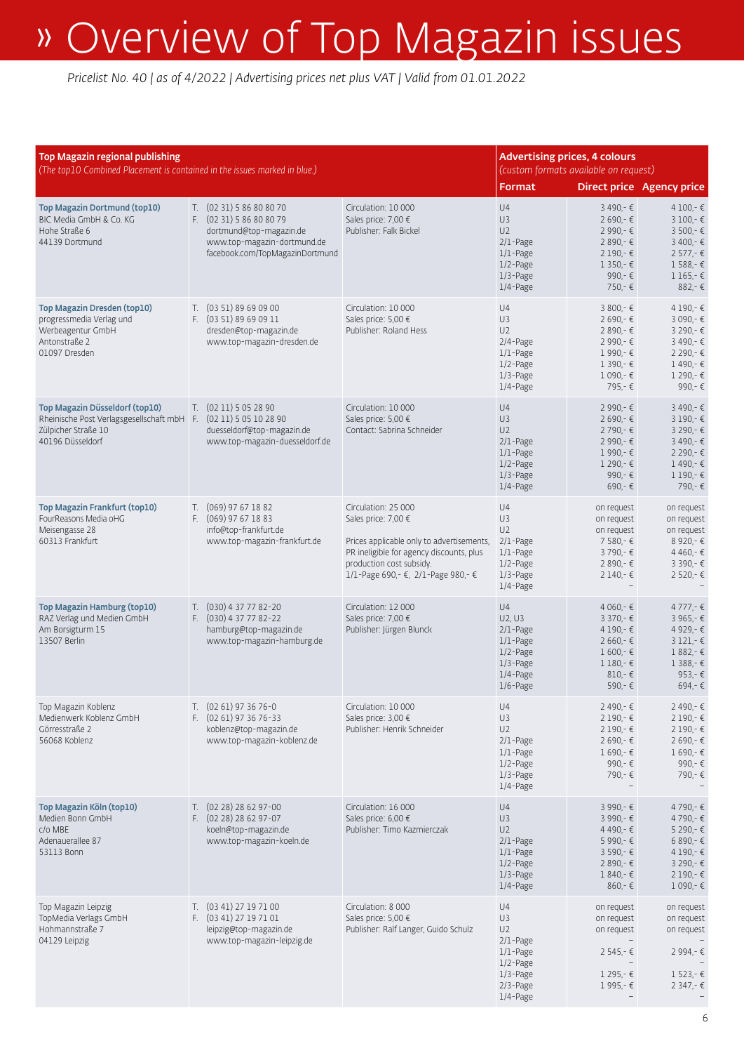# » Overview of Top Magazin issues

*Pricelist No. 40 | as of 4/2022 | Advertising prices net plus VAT | Valid from 01.01.2022*

| **Top Magazin regional publishing** *(The top10 Combined Placement is contained in the issues marked in blue.)* | | | **Advertising prices, 4 colours** *(custom formats available on request)* | | |
|---|---|---|---|---|---|
| | | | **Format** | **Direct price** | **Agency price** |
| **Top Magazin Dortmund (top10)**<br>BIC Media GmbH & Co. KG<br>Hohe Straße 6<br>44139 Dortmund | T. (02 31) 5 86 80 80 70<br>F. (02 31) 5 86 80 80 79<br>dortmund@top-magazin.de<br>www.top-magazin-dortmund.de<br>facebook.com/TopMagazinDortmund | Circulation: 10 000<br>Sales price: 7,00 €<br>Publisher: Falk Bickel | U4<br>U3<br>U2<br>2/1-Page<br>1/1-Page<br>1/2-Page<br>1/3-Page<br>1/4-Page | 3 490,- €<br>2 690,- €<br>2 990,- €<br>2 890,- €<br>2 190,- €<br>1 350,- €<br>990,- €<br>750,- € | 4 100,- €<br>3 100,- €<br>3 500,- €<br>3 400,- €<br>2 577,- €<br>1 588,- €<br>1 165,- €<br>882,- € |
| **Top Magazin Dresden (top10)**<br>progressmedia Verlag und Werbeagentur GmbH<br>Antonstraße 2<br>01097 Dresden | T. (03 51) 89 69 09 00<br>F. (03 51) 89 69 09 11<br>dresden@top-magazin.de<br>www.top-magazin-dresden.de | Circulation: 10 000<br>Sales price: 5,00 €<br>Publisher: Roland Hess | U4<br>U3<br>U2<br>2/4-Page<br>1/1-Page<br>1/2-Page<br>1/3-Page<br>1/4-Page | 3 800,- €<br>2 690,- €<br>2 890,- €<br>2 990,- €<br>1 990,- €<br>1 390,- €<br>1 090,- €<br>795,- € | 4 190,- €<br>3 090,- €<br>3 290,- €<br>3 490,- €<br>2 290,- €<br>1 490,- €<br>1 290,- €<br>990,- € |
| **Top Magazin Düsseldorf (top10)**<br>Rheinische Post Verlagsgesellschaft mbH<br>Zülpicher Straße 10<br>40196 Düsseldorf | T. (02 11) 5 05 28 90<br>F. (02 11) 5 05 10 28 90<br>duesseldorf@top-magazin.de<br>www.top-magazin-duesseldorf.de | Circulation: 10 000<br>Sales price: 5,00 €<br>Contact: Sabrina Schneider | U4<br>U3<br>U2<br>2/1-Page<br>1/1-Page<br>1/2-Page<br>1/3-Page<br>1/4-Page | 2 990,- €<br>2 690,- €<br>2 790,- €<br>2 990,- €<br>1 990,- €<br>1 290,- €<br>990,- €<br>690,- € | 3 490,- €<br>3 190,- €<br>3 290,- €<br>3 490,- €<br>2 290,- €<br>1 490,- €<br>1 190,- €<br>790,- € |
| **Top Magazin Frankfurt (top10)**<br>FourReasons Media oHG<br>Meisengasse 28<br>60313 Frankfurt | T. (069) 97 67 18 82<br>F. (069) 97 67 18 83<br>info@top-frankfurt.de<br>www.top-magazin-frankfurt.de | Circulation: 25 000<br>Sales price: 7,00 €<br><br>Prices applicable only to advertisements, PR ineligible for agency discounts, plus production cost subsidy.<br>1/1-Page 690,- €, 2/1-Page 980,- € | U4<br>U3<br>U2<br>2/1-Page<br>1/1-Page<br>1/2-Page<br>1/3-Page<br>1/4-Page | on request<br>on request<br>on request<br>7 580,- €<br>3 790,- €<br>2 890,- €<br>2 140,- €<br>– | on request<br>on request<br>on request<br>8 920,- €<br>4 460,- €<br>3 390,- €<br>2 520,- €<br>– |
| **Top Magazin Hamburg (top10)**<br>RAZ Verlag und Medien GmbH<br>Am Borsigturm 15<br>13507 Berlin | T. (030) 4 37 77 82-20<br>F. (030) 4 37 77 82-22<br>hamburg@top-magazin.de<br>www.top-magazin-hamburg.de | Circulation: 12 000<br>Sales price: 7,00 €<br>Publisher: Jürgen Blunck | U4<br>U2, U3<br>2/1-Page<br>1/1-Page<br>1/2-Page<br>1/3-Page<br>1/4-Page<br>1/6-Page | 4 060,- €<br>3 370,- €<br>4 190,- €<br>2 660,- €<br>1 600,- €<br>1 180,- €<br>810,- €<br>590,- € | 4 777,- €<br>3 965,- €<br>4 929,- €<br>3 121,- €<br>1 882,- €<br>1 388,- €<br>953,- €<br>694,- € |
| Top Magazin Koblenz<br>Medienwerk Koblenz GmbH<br>Görresstraße 2<br>56068 Koblenz | T. (02 61) 97 36 76-0<br>F. (02 61) 97 36 76-33<br>koblenz@top-magazin.de<br>www.top-magazin-koblenz.de | Circulation: 10 000<br>Sales price: 3,00 €<br>Publisher: Henrik Schneider | U4<br>U3<br>U2<br>2/1-Page<br>1/1-Page<br>1/2-Page<br>1/3-Page<br>1/4-Page | 2 490,- €<br>2 190,- €<br>2 190,- €<br>2 690,- €<br>1 690,- €<br>990,- €<br>790,- €<br>– | 2 490,- €<br>2 190,- €<br>2 190,- €<br>2 690,- €<br>1 690,- €<br>990,- €<br>790,- €<br>– |
| **Top Magazin Köln (top10)**<br>Medien Bonn GmbH<br>c/o MBE<br>Adenauerallee 87<br>53113 Bonn | T. (02 28) 28 62 97-00<br>F. (02 28) 28 62 97-07<br>koeln@top-magazin.de<br>www.top-magazin-koeln.de | Circulation: 16 000<br>Sales price: 6,00 €<br>Publisher: Timo Kazmierczak | U4<br>U3<br>U2<br>2/1-Page<br>1/1-Page<br>1/2-Page<br>1/3-Page<br>1/4-Page | 3 990,- €<br>3 990,- €<br>4 490,- €<br>5 990,- €<br>3 590,- €<br>2 890,- €<br>1 840,- €<br>860,- € | 4 790,- €<br>4 790,- €<br>5 290,- €<br>6 890,- €<br>4 190,- €<br>3 290,- €<br>2 190,- €<br>1 090,- € |
| Top Magazin Leipzig<br>TopMedia Verlags GmbH<br>Hohmannstraße 7<br>04129 Leipzig | T. (03 41) 27 19 71 00<br>F. (03 41) 27 19 71 01<br>leipzig@top-magazin.de<br>www.top-magazin-leipzig.de | Circulation: 8 000<br>Sales price: 5,00 €<br>Publisher: Ralf Langer, Guido Schulz | U4<br>U3<br>U2<br>2/1-Page<br>1/1-Page<br>1/2-Page<br>1/3-Page<br>2/3-Page<br>1/4-Page | on request<br>on request<br>on request<br>–<br>2 545,- €<br>–<br>1 295,- €<br>1 995,- €<br>– | on request<br>on request<br>on request<br>–<br>2 994,- €<br>–<br>1 523,- €<br>2 347,- €<br>– |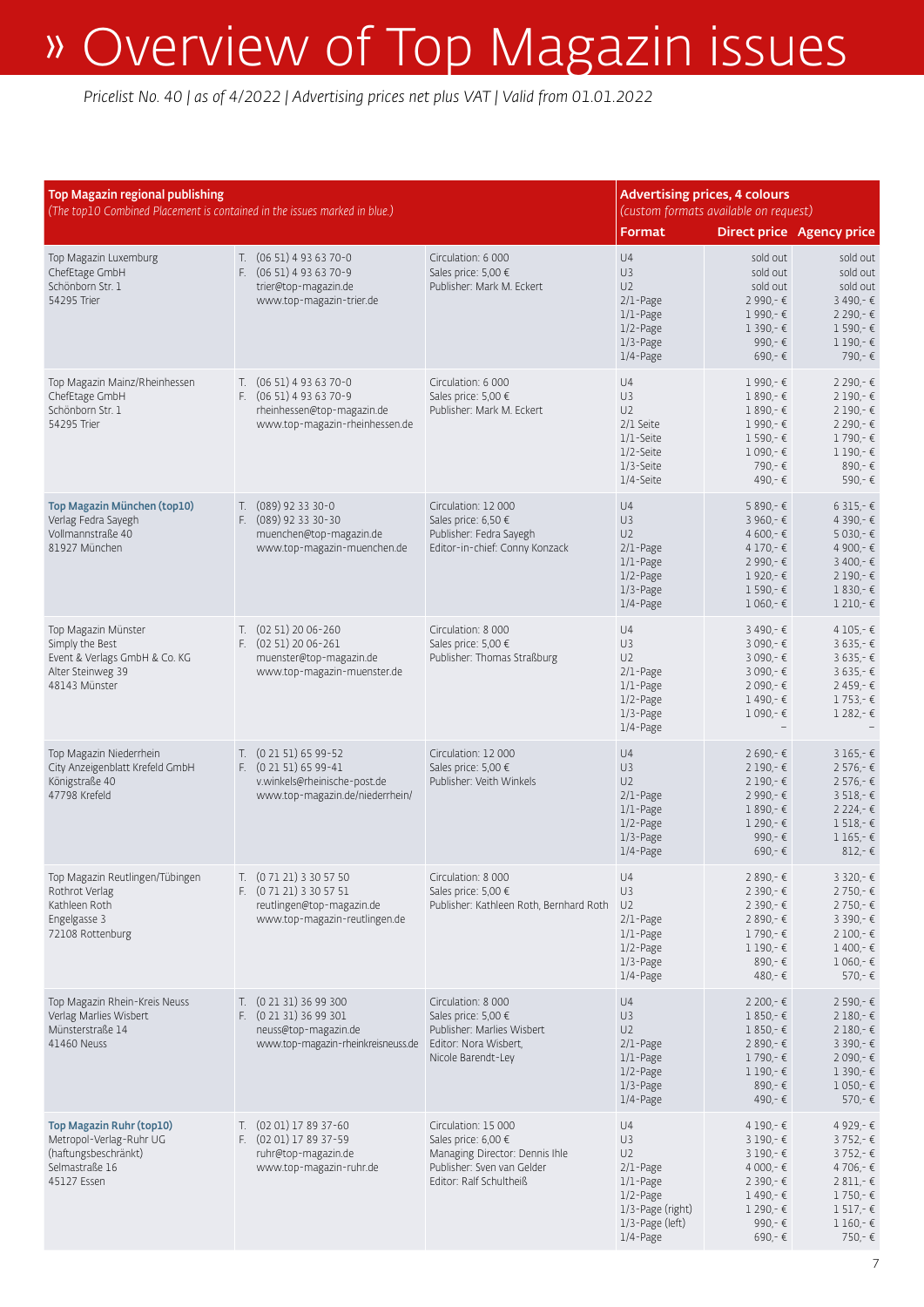# » Overview of Top Magazin issues

*Pricelist No. 40 | as of 4/2022 | Advertising prices net plus VAT | Valid from 01.01.2022*

| **Top Magazin regional publishing** *(The top10 Combined Placement is contained in the issues marked in blue.)* | | | **Advertising prices, 4 colours** *(custom formats available on request)* | | |
|---|---|---|---|---|---|
| | | | **Format** | **Direct price** | **Agency price** |
| Top Magazin Luxemburg<br>ChefEtage GmbH<br>Schönborn Str. 1<br>54295 Trier | T. (06 51) 4 93 63 70-0<br>F. (06 51) 4 93 63 70-9<br>trier@top-magazin.de<br>www.top-magazin-trier.de | Circulation: 6 000<br>Sales price: 5,00 €<br>Publisher: Mark M. Eckert | U4<br>U3<br>U2<br>2/1-Page<br>1/1-Page<br>1/2-Page<br>1/3-Page<br>1/4-Page | sold out<br>sold out<br>sold out<br>2 990,- €<br>1 990,- €<br>1 390,- €<br>990,- €<br>690,- € | sold out<br>sold out<br>sold out<br>3 490,- €<br>2 290,- €<br>1 590,- €<br>1 190,- €<br>790,- € |
| Top Magazin Mainz/Rheinhessen<br>ChefEtage GmbH<br>Schönborn Str. 1<br>54295 Trier | T. (06 51) 4 93 63 70-0<br>F. (06 51) 4 93 63 70-9<br>rheinhessen@top-magazin.de<br>www.top-magazin-rheinhessen.de | Circulation: 6 000<br>Sales price: 5,00 €<br>Publisher: Mark M. Eckert | U4<br>U3<br>U2<br>2/1 Seite<br>1/1-Seite<br>1/2-Seite<br>1/3-Seite<br>1/4-Seite | 1 990,- €<br>1 890,- €<br>1 890,- €<br>1 990,- €<br>1 590,- €<br>1 090,- €<br>790,- €<br>490,- € | 2 290,- €<br>2 190,- €<br>2 190,- €<br>2 290,- €<br>1 790,- €<br>1 190,- €<br>890,- €<br>590,- € |
| **Top Magazin München (top10)**<br>Verlag Fedra Sayegh<br>Vollmannstraße 40<br>81927 München | T. (089) 92 33 30-0<br>F. (089) 92 33 30-30<br>muenchen@top-magazin.de<br>www.top-magazin-muenchen.de | Circulation: 12 000<br>Sales price: 6,50 €<br>Publisher: Fedra Sayegh<br>Editor-in-chief: Conny Konzack | U4<br>U3<br>U2<br>2/1-Page<br>1/1-Page<br>1/2-Page<br>1/3-Page<br>1/4-Page | 5 890,- €<br>3 960,- €<br>4 600,- €<br>4 170,- €<br>2 990,- €<br>1 920,- €<br>1 590,- €<br>1 060,- € | 6 315,- €<br>4 390,- €<br>5 030,- €<br>4 900,- €<br>3 400,- €<br>2 190,- €<br>1 830,- €<br>1 210,- € |
| Top Magazin Münster<br>Simply the Best<br>Event & Verlags GmbH & Co. KG<br>Alter Steinweg 39<br>48143 Münster | T. (02 51) 20 06-260<br>F. (02 51) 20 06-261<br>muenster@top-magazin.de<br>www.top-magazin-muenster.de | Circulation: 8 000<br>Sales price: 5,00 €<br>Publisher: Thomas Straßburg | U4<br>U3<br>U2<br>2/1-Page<br>1/1-Page<br>1/2-Page<br>1/3-Page<br>1/4-Page | 3 490,- €<br>3 090,- €<br>3 090,- €<br>3 090,- €<br>2 090,- €<br>1 490,- €<br>1 090,- €<br>– | 4 105,- €<br>3 635,- €<br>3 635,- €<br>3 635,- €<br>2 459,- €<br>1 753,- €<br>1 282,- €<br>– |
| Top Magazin Niederrhein<br>City Anzeigenblatt Krefeld GmbH<br>Königstraße 40<br>47798 Krefeld | T. (0 21 51) 65 99-52<br>F. (0 21 51) 65 99-41<br>v.winkels@rheinische-post.de<br>www.top-magazin.de/niederrhein/ | Circulation: 12 000<br>Sales price: 5,00 €<br>Publisher: Veith Winkels | U4<br>U3<br>U2<br>2/1-Page<br>1/1-Page<br>1/2-Page<br>1/3-Page<br>1/4-Page | 2 690,- €<br>2 190,- €<br>2 190,- €<br>2 990,- €<br>1 890,- €<br>1 290,- €<br>990,- €<br>690,- € | 3 165,- €<br>2 576,- €<br>2 576,- €<br>3 518,- €<br>2 224,- €<br>1 518,- €<br>1 165,- €<br>812,- € |
| Top Magazin Reutlingen/Tübingen<br>Rothrot Verlag<br>Kathleen Roth<br>Engelgasse 3<br>72108 Rottenburg | T. (0 71 21) 3 30 57 50<br>F. (0 71 21) 3 30 57 51<br>reutlingen@top-magazin.de<br>www.top-magazin-reutlingen.de | Circulation: 8 000<br>Sales price: 5,00 €<br>Publisher: Kathleen Roth, Bernhard Roth | U4<br>U3<br>U2<br>2/1-Page<br>1/1-Page<br>1/2-Page<br>1/3-Page<br>1/4-Page | 2 890,- €<br>2 390,- €<br>2 390,- €<br>2 890,- €<br>1 790,- €<br>1 190,- €<br>890,- €<br>480,- € | 3 320,- €<br>2 750,- €<br>2 750,- €<br>3 390,- €<br>2 100,- €<br>1 400,- €<br>1 060,- €<br>570,- € |
| Top Magazin Rhein-Kreis Neuss<br>Verlag Marlies Wisbert<br>Münsterstraße 14<br>41460 Neuss | T. (0 21 31) 36 99 300<br>F. (0 21 31) 36 99 301<br>neuss@top-magazin.de<br>www.top-magazin-rheinkreisneuss.de | Circulation: 8 000<br>Sales price: 5,00 €<br>Publisher: Marlies Wisbert<br>Editor: Nora Wisbert,<br>Nicole Barendt-Ley | U4<br>U3<br>U2<br>2/1-Page<br>1/1-Page<br>1/2-Page<br>1/3-Page<br>1/4-Page | 2 200,- €<br>1 850,- €<br>1 850,- €<br>2 890,- €<br>1 790,- €<br>1 190,- €<br>890,- €<br>490,- € | 2 590,- €<br>2 180,- €<br>2 180,- €<br>3 390,- €<br>2 090,- €<br>1 390,- €<br>1 050,- €<br>570,- € |
| **Top Magazin Ruhr (top10)**<br>Metropol-Verlag-Ruhr UG<br>(haftungsbeschränkt)<br>Selmastraße 16<br>45127 Essen | T. (02 01) 17 89 37-60<br>F. (02 01) 17 89 37-59<br>ruhr@top-magazin.de<br>www.top-magazin-ruhr.de | Circulation: 15 000<br>Sales price: 6,00 €<br>Managing Director: Dennis Ihle<br>Publisher: Sven van Gelder<br>Editor: Ralf Schultheiß | U4<br>U3<br>U2<br>2/1-Page<br>1/1-Page<br>1/2-Page<br>1/3-Page (right)<br>1/3-Page (left)<br>1/4-Page | 4 190,- €<br>3 190,- €<br>3 190,- €<br>4 000,- €<br>2 390,- €<br>1 490,- €<br>1 290,- €<br>990,- €<br>690,- € | 4 929,- €<br>3 752,- €<br>3 752,- €<br>4 706,- €<br>2 811,- €<br>1 750,- €<br>1 517,- €<br>1 160,- €<br>750,- € |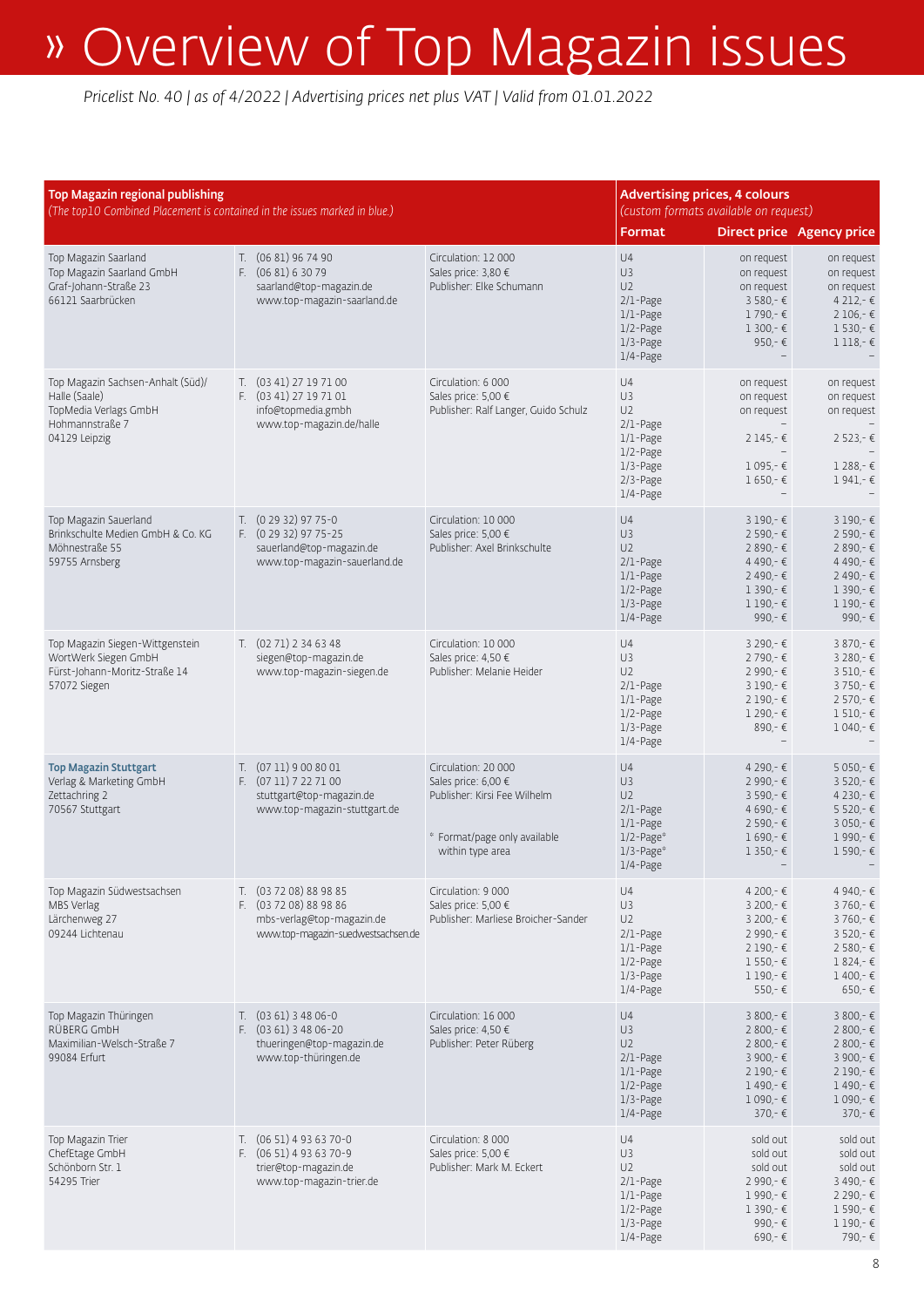# » Overview of Top Magazin issues

*Pricelist No. 40 | as of 4/2022 | Advertising prices net plus VAT | Valid from 01.01.2022*

| Top Magazin regional publishing *(The top10 Combined Placement is contained in the issues marked in blue.)* | | | Advertising prices, 4 colours *(custom formats available on request)* | | |
|---|---|---|---|---|---|
| | | | **Format** | **Direct price** | **Agency price** |
| Top Magazin Saarland<br>Top Magazin Saarland GmbH<br>Graf-Johann-Straße 23<br>66121 Saarbrücken | T. (06 81) 96 74 90<br>F. (06 81) 6 30 79<br>saarland@top-magazin.de<br>www.top-magazin-saarland.de | Circulation: 12 000<br>Sales price: 3,80 €<br>Publisher: Elke Schumann | U4<br>U3<br>U2<br>2/1-Page<br>1/1-Page<br>1/2-Page<br>1/3-Page<br>1/4-Page | on request<br>on request<br>on request<br>3 580,- €<br>1 790,- €<br>1 300,- €<br>950,- €<br>– | on request<br>on request<br>on request<br>4 212,- €<br>2 106,- €<br>1 530,- €<br>1 118,- €<br>– |
| Top Magazin Sachsen-Anhalt (Süd)/ Halle (Saale)<br>TopMedia Verlags GmbH<br>Hohmannstraße 7<br>04129 Leipzig | T. (03 41) 27 19 71 00<br>F. (03 41) 27 19 71 01<br>info@topmedia.gmbh<br>www.top-magazin.de/halle | Circulation: 6 000<br>Sales price: 5,00 €<br>Publisher: Ralf Langer, Guido Schulz | U4<br>U3<br>U2<br>2/1-Page<br>1/1-Page<br>1/2-Page<br>1/3-Page<br>2/3-Page<br>1/4-Page | on request<br>on request<br>on request<br>–<br>2 145,- €<br>–<br>1 095,- €<br>1 650,- €<br>– | on request<br>on request<br>on request<br>–<br>2 523,- €<br>–<br>1 288,- €<br>1 941,- €<br>– |
| Top Magazin Sauerland<br>Brinkschulte Medien GmbH & Co. KG<br>Möhnestraße 55<br>59755 Arnsberg | T. (0 29 32) 97 75-0<br>F. (0 29 32) 97 75-25<br>sauerland@top-magazin.de<br>www.top-magazin-sauerland.de | Circulation: 10 000<br>Sales price: 5,00 €<br>Publisher: Axel Brinkschulte | U4<br>U3<br>U2<br>2/1-Page<br>1/1-Page<br>1/2-Page<br>1/3-Page<br>1/4-Page | 3 190,- €<br>2 590,- €<br>2 890,- €<br>4 490,- €<br>2 490,- €<br>1 390,- €<br>1 190,- €<br>990,- € | 3 190,- €<br>2 590,- €<br>2 890,- €<br>4 490,- €<br>2 490,- €<br>1 390,- €<br>1 190,- €<br>990,- € |
| Top Magazin Siegen-Wittgenstein<br>WortWerk Siegen GmbH<br>Fürst-Johann-Moritz-Straße 14<br>57072 Siegen | T. (02 71) 2 34 63 48<br>siegen@top-magazin.de<br>www.top-magazin-siegen.de | Circulation: 10 000<br>Sales price: 4,50 €<br>Publisher: Melanie Heider | U4<br>U3<br>U2<br>2/1-Page<br>1/1-Page<br>1/2-Page<br>1/3-Page<br>1/4-Page | 3 290,- €<br>2 790,- €<br>2 990,- €<br>3 190,- €<br>2 190,- €<br>1 290,- €<br>890,- €<br>– | 3 870,- €<br>3 280,- €<br>3 510,- €<br>3 750,- €<br>2 570,- €<br>1 510,- €<br>1 040,- €<br>– |
| **Top Magazin Stuttgart**<br>Verlag & Marketing GmbH<br>Zettachring 2<br>70567 Stuttgart | T. (07 11) 9 00 80 01<br>F. (07 11) 7 22 71 00<br>stuttgart@top-magazin.de<br>www.top-magazin-stuttgart.de | Circulation: 20 000<br>Sales price: 6,00 €<br>Publisher: Kirsi Fee Wilhelm<br><br>* Format/page only available within type area | U4<br>U3<br>U2<br>2/1-Page<br>1/1-Page<br>1/2-Page*<br>1/3-Page*<br>1/4-Page | 4 290,- €<br>2 990,- €<br>3 590,- €<br>4 690,- €<br>2 590,- €<br>1 690,- €<br>1 350,- €<br>– | 5 050,- €<br>3 520,- €<br>4 230,- €<br>5 520,- €<br>3 050,- €<br>1 990,- €<br>1 590,- €<br>– |
| Top Magazin Südwestsachsen<br>MBS Verlag<br>Lärchenweg 27<br>09244 Lichtenau | T. (03 72 08) 88 98 85<br>F. (03 72 08) 88 98 86<br>mbs-verlag@top-magazin.de<br>www.top-magazin-suedwestsachsen.de | Circulation: 9 000<br>Sales price: 5,00 €<br>Publisher: Marliese Broicher-Sander | U4<br>U3<br>U2<br>2/1-Page<br>1/1-Page<br>1/2-Page<br>1/3-Page<br>1/4-Page | 4 200,- €<br>3 200,- €<br>3 200,- €<br>2 990,- €<br>2 190,- €<br>1 550,- €<br>1 190,- €<br>550,- € | 4 940,- €<br>3 760,- €<br>3 760,- €<br>3 520,- €<br>2 580,- €<br>1 824,- €<br>1 400,- €<br>650,- € |
| Top Magazin Thüringen<br>RÜBERG GmbH<br>Maximilian-Welsch-Straße 7<br>99084 Erfurt | T. (03 61) 3 48 06-0<br>F. (03 61) 3 48 06-20<br>thueringen@top-magazin.de<br>www.top-thüringen.de | Circulation: 16 000<br>Sales price: 4,50 €<br>Publisher: Peter Rüberg | U4<br>U3<br>U2<br>2/1-Page<br>1/1-Page<br>1/2-Page<br>1/3-Page<br>1/4-Page | 3 800,- €<br>2 800,- €<br>2 800,- €<br>3 900,- €<br>2 190,- €<br>1 490,- €<br>1 090,- €<br>370,- € | 3 800,- €<br>2 800,- €<br>2 800,- €<br>3 900,- €<br>2 190,- €<br>1 490,- €<br>1 090,- €<br>370,- € |
| Top Magazin Trier<br>ChefEtage GmbH<br>Schönborn Str. 1<br>54295 Trier | T. (06 51) 4 93 63 70-0<br>F. (06 51) 4 93 63 70-9<br>trier@top-magazin.de<br>www.top-magazin-trier.de | Circulation: 8 000<br>Sales price: 5,00 €<br>Publisher: Mark M. Eckert | U4<br>U3<br>U2<br>2/1-Page<br>1/1-Page<br>1/2-Page<br>1/3-Page<br>1/4-Page | sold out<br>sold out<br>sold out<br>2 990,- €<br>1 990,- €<br>1 390,- €<br>990,- €<br>690,- € | sold out<br>sold out<br>sold out<br>3 490,- €<br>2 290,- €<br>1 590,- €<br>1 190,- €<br>790,- € |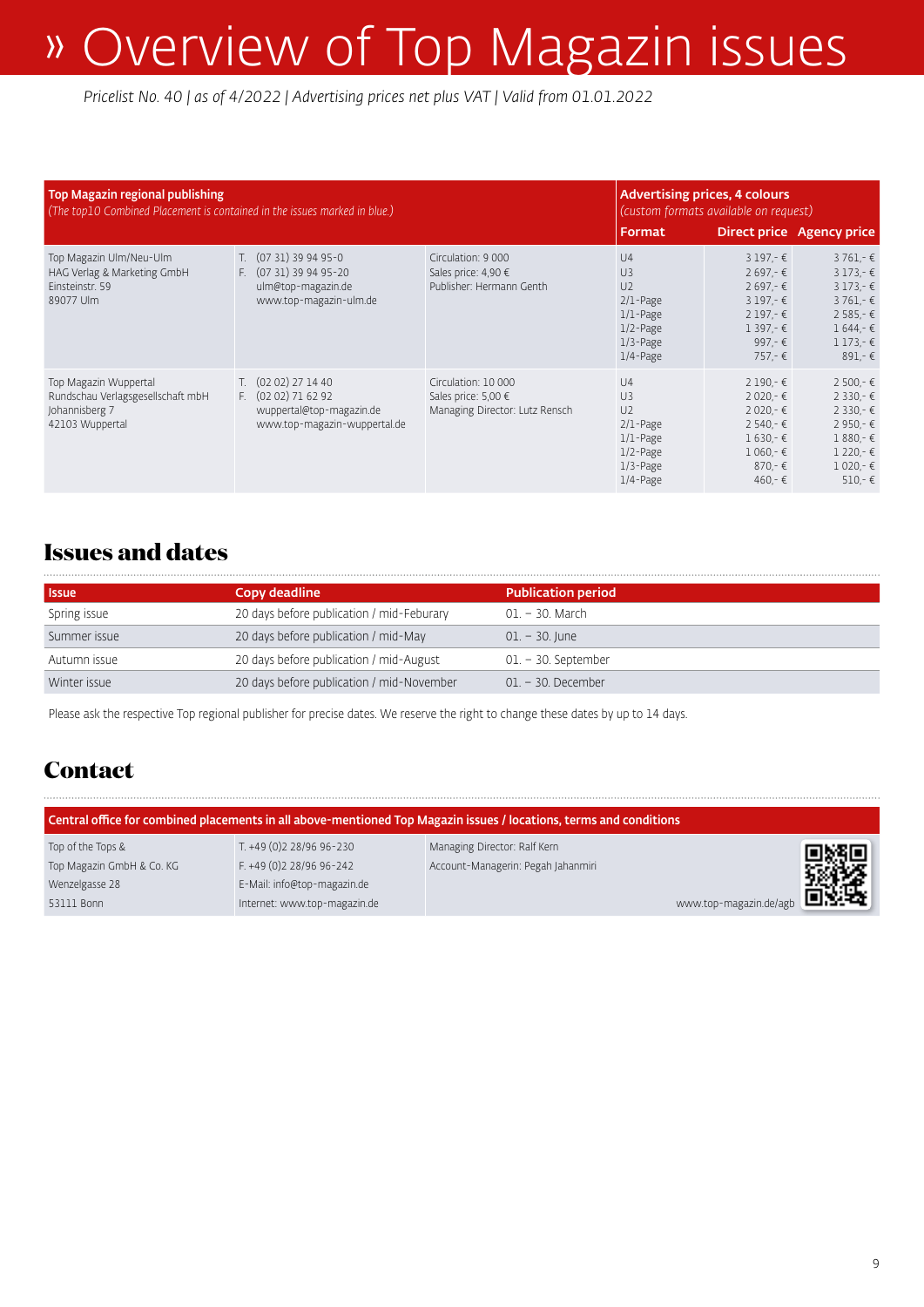# » Overview of Top Magazin issues

*Pricelist No. 40 | as of 4/2022 | Advertising prices net plus VAT | Valid from 01.01.2022*

| **Top Magazin regional publishing** *(The top10 Combined Placement is contained in the issues marked in blue.)* | | | **Advertising prices, 4 colours** *(custom formats available on request)* | | |
|---|---|---|---|---|---|
| | | | **Format** | **Direct price** | **Agency price** |
| Top Magazin Ulm/Neu-Ulm<br>HAG Verlag & Marketing GmbH<br>Einsteinstr. 59<br>89077 Ulm | T. (07 31) 39 94 95-0<br>F. (07 31) 39 94 95-20<br>ulm@top-magazin.de<br>www.top-magazin-ulm.de | Circulation: 9 000<br>Sales price: 4,90 €<br>Publisher: Hermann Genth | U4<br>U3<br>U2<br>2/1-Page<br>1/1-Page<br>1/2-Page<br>1/3-Page<br>1/4-Page | 3 197,- €<br>2 697,- €<br>2 697,- €<br>3 197,- €<br>2 197,- €<br>1 397,- €<br>997,- €<br>757,- € | 3 761,- €<br>3 173,- €<br>3 173,- €<br>3 761,- €<br>2 585,- €<br>1 644,- €<br>1 173,- €<br>891,- € |
| Top Magazin Wuppertal<br>Rundschau Verlagsgesellschaft mbH<br>Johannisberg 7<br>42103 Wuppertal | T. (02 02) 27 14 40<br>F. (02 02) 71 62 92<br>wuppertal@top-magazin.de<br>www.top-magazin-wuppertal.de | Circulation: 10 000<br>Sales price: 5,00 €<br>Managing Director: Lutz Rensch | U4<br>U3<br>U2<br>2/1-Page<br>1/1-Page<br>1/2-Page<br>1/3-Page<br>1/4-Page | 2 190,- €<br>2 020,- €<br>2 020,- €<br>2 540,- €<br>1 630,- €<br>1 060,- €<br>870,- €<br>460,- € | 2 500,- €<br>2 330,- €<br>2 330,- €<br>2 950,- €<br>1 880,- €<br>1 220,- €<br>1 020,- €<br>510,- € |

## Issues and dates

| Issue | Copy deadline | Publication period |
|---|---|---|
| Spring issue | 20 days before publication / mid-Feburary | 01. – 30. March |
| Summer issue | 20 days before publication / mid-May | 01. – 30. June |
| Autumn issue | 20 days before publication / mid-August | 01. – 30. September |
| Winter issue | 20 days before publication / mid-November | 01. – 30. December |

Please ask the respective Top regional publisher for precise dates. We reserve the right to change these dates by up to 14 days.

## Contact

| Central office for combined placements in all above-mentioned Top Magazin issues / locations, terms and conditions | | |
|---|---|---|
| Top of the Tops &<br>Top Magazin GmbH & Co. KG<br>Wenzelgasse 28<br>53111 Bonn | T. +49 (0)2 28/96 96-230<br>F. +49 (0)2 28/96 96-242<br>E-Mail: info@top-magazin.de<br>Internet: www.top-magazin.de | Managing Director: Ralf Kern<br>Account-Managerin: Pegah Jahanmiri<br>www.top-magazin.de/agb |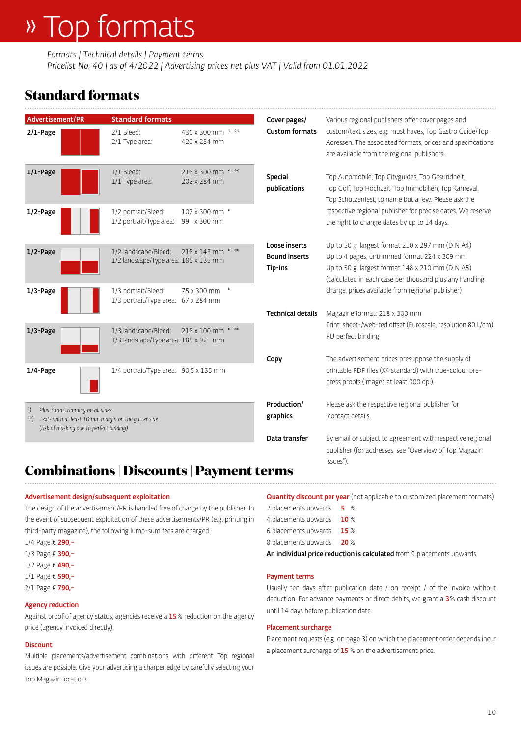# » Top formats

*Formats | Technical details | Payment terms*
*Pricelist No. 40 | as of 4/2022 | Advertising prices net plus VAT | Valid from 01.01.2022*

## Standard formats

| Advertisement/PR | Standard formats | |
|---|---|---|
| **2/1-Page** | 2/1 Bleed:<br>2/1 Type area: | 436 x 300 mm * **<br>420 x 284 mm |
| **1/1-Page** | 1/1 Bleed:<br>1/1 Type area: | 218 x 300 mm * **<br>202 x 284 mm |
| **1/2-Page** | 1/2 portrait/Bleed:<br>1/2 portrait/Type area: | 107 x 300 mm *<br>99 x 300 mm |
| **1/2-Page** | 1/2 landscape/Bleed:<br>1/2 landscape/Type area: | 218 x 143 mm * **<br>185 x 135 mm |
| **1/3-Page** | 1/3 portrait/Bleed:<br>1/3 portrait/Type area: | 75 x 300 mm *<br>67 x 284 mm |
| **1/3-Page** | 1/3 landscape/Bleed:<br>1/3 landscape/Type area: | 218 x 100 mm * **<br>185 x 92 mm |
| **1/4-Page** | 1/4 portrait/Type area: | 90,5 x 135 mm |

*) *Plus 3 mm trimming on all sides*
**) *Texts with at least 10 mm margin on the gutter side (risk of masking due to perfect binding)*

**Cover pages/ Custom formats** — Various regional publishers offer cover pages and custom/text sizes, e.g. must haves, Top Gastro Guide/Top Adressen. The associated formats, prices and specifications are available from the regional publishers.

**Special publications** — Top Automobile, Top Cityguides, Top Gesundheit, Top Golf, Top Hochzeit, Top Immobilien, Top Karneval, Top Schützenfest, to name but a few. Please ask the respective regional publisher for precise dates. We reserve the right to change dates by up to 14 days.

**Loose inserts** — Up to 50 g, largest format 210 x 297 mm (DIN A4)
**Bound inserts** — Up to 4 pages, untrimmed format 224 x 309 mm
**Tip-ins** — Up to 50 g, largest format 148 x 210 mm (DIN A5)
(calculated in each case per thousand plus any handling charge, prices available from regional publisher)

**Technical details** — Magazine format: 218 x 300 mm
Print: sheet-/web-fed offset (Euroscale, resolution 80 L/cm)
PU perfect binding

**Copy** — The advertisement prices presuppose the supply of printable PDF files (X4 standard) with true-colour pre-press proofs (images at least 300 dpi).

**Production/ graphics** — Please ask the respective regional publisher for contact details.

**Data transfer** — By email or subject to agreement with respective regional publisher (for addresses, see "Overview of Top Magazin issues").

## Combinations | Discounts | Payment terms

### Advertisement design/subsequent exploitation

The design of the advertisement/PR is handled free of charge by the publisher. In the event of subsequent exploitation of these advertisements/PR (e.g. printing in third-party magazine), the following lump-sum fees are charged:

1/4 Page € **290,–**
1/3 Page € **390,–**
1/2 Page € **490,–**
1/1 Page € **590,–**
2/1 Page € **790,–**

### Agency reduction

Against proof of agency status, agencies receive a **15** % reduction on the agency price (agency invoiced directly).

### Discount

Multiple placements/advertisement combinations with different Top regional issues are possible. Give your advertising a sharper edge by carefully selecting your Top Magazin locations.

### Quantity discount per year (not applicable to customized placement formats)

| | |
|---|---|
| 2 placements upwards | **5** % |
| 4 placements upwards | **10** % |
| 6 placements upwards | **15** % |
| 8 placements upwards | **20** % |

**An individual price reduction is calculated** from 9 placements upwards.

### Payment terms

Usually ten days after publication date / on receipt / of the invoice without deduction. For advance payments or direct debits, we grant a **3** % cash discount until 14 days before publication date.

### Placement surcharge

Placement requests (e.g. on page 3) on which the placement order depends incur a placement surcharge of **15** % on the advertisement price.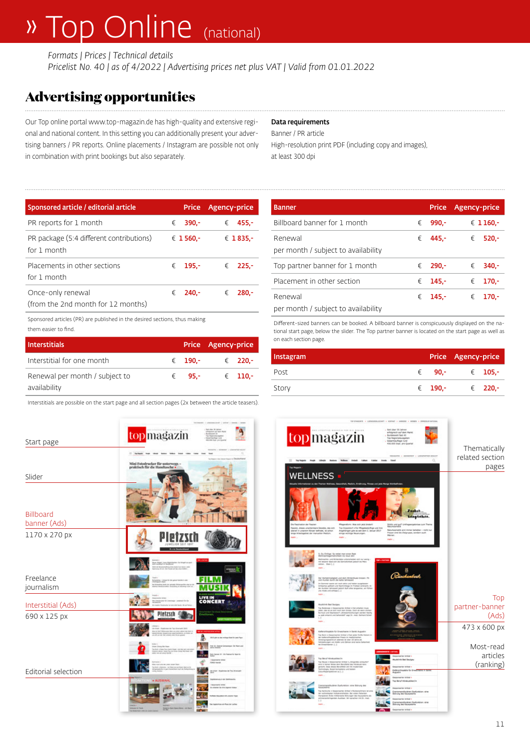# » Top Online (national)

*Formats | Prices | Technical details*
*Pricelist No. 40 | as of 4/2022 | Advertising prices net plus VAT | Valid from 01.01.2022*

## Advertising opportunities

Our Top online portal www.top-magazin.de has high-quality and extensive regional and national content. In this setting you can additionally present your advertising banners / PR reports. Online placements / Instagram are possible not only in combination with print bookings but also separately.

**Data requirements**
Banner / PR article
High-resolution print PDF (including copy and images), at least 300 dpi

| Sponsored article / editorial article | Price | Agency-price |
|---|---|---|
| PR reports for 1 month | € 390,- | € 455,- |
| PR package (5:4 different contributions) for 1 month | € 1 560,- | € 1 835,- |
| Placements in other sections for 1 month | € 195,- | € 225,- |
| Once-only renewal (from the 2nd month for 12 months) | € 240,- | € 280,- |

Sponsored articles (PR) are published in the desired sections, thus making them easier to find.

| Interstitials | Price | Agency-price |
|---|---|---|
| Interstitial for one month | € 190,- | € 220,- |
| Renewal per month / subject to availability | € 95,- | € 110,- |

Interstitials are possible on the start page and all section pages (2x between the article teasers).

| Banner | Price | Agency-price |
|---|---|---|
| Billboard banner for 1 month | € 990,- | € 1 160,- |
| Renewal per month / subject to availability | € 445,- | € 520,- |
| Top partner banner for 1 month | € 290,- | € 340,- |
| Placement in other section | € 145,- | € 170,- |
| Renewal per month / subject to availability | € 145,- | € 170,- |

Different-sized banners can be booked. A billboard banner is conspicuously displayed on the national start page, below the slider. The Top partner banner is located on the start page as well as on each section page.

| Instagram | Price | Agency-price |
|---|---|---|
| Post | € 90,- | € 105,- |
| Story | € 190,- | € 220,- |

Start page

Slider

Billboard banner (Ads)
1170 x 270 px

Freelance journalism

Interstitial (Ads)
690 x 125 px

Editorial selection

Thematically related section pages

Top partner-banner (Ads)
473 x 600 px

Most-read articles (ranking)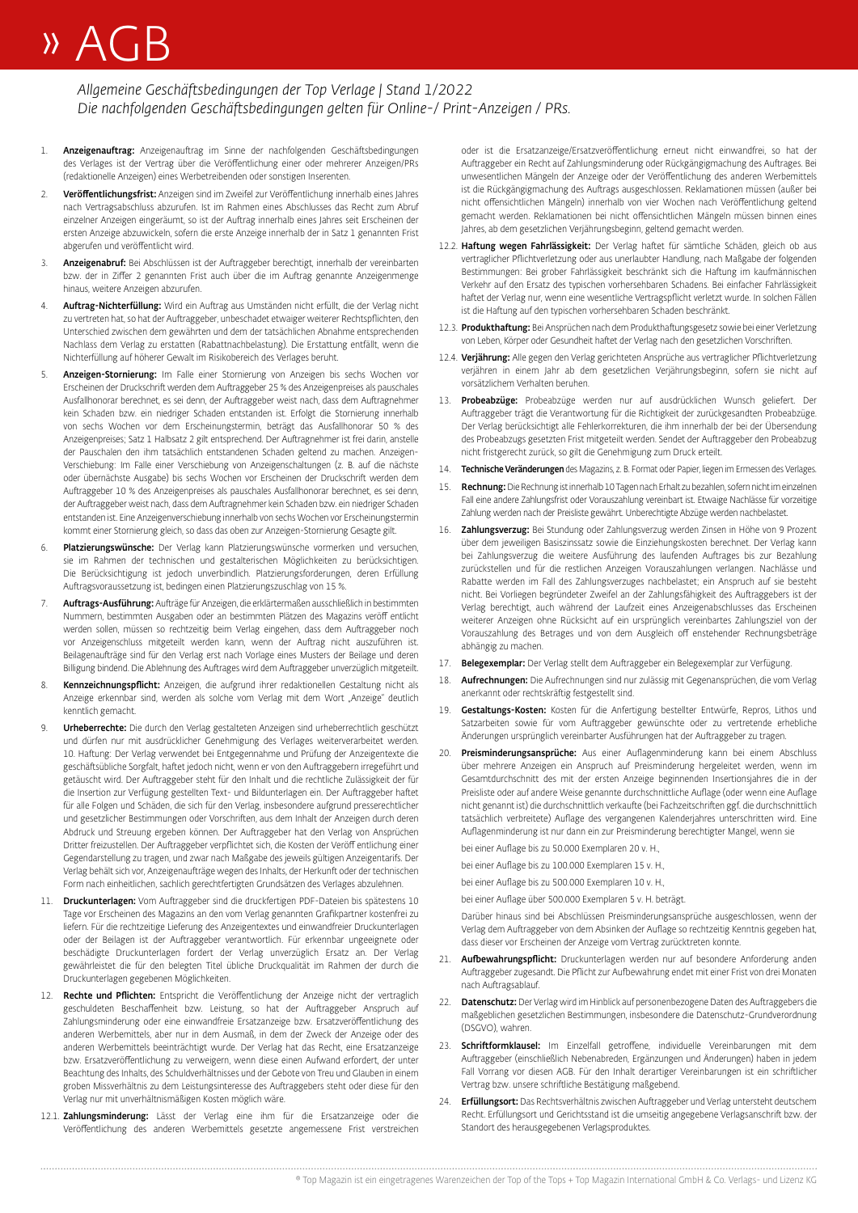# » AGB

*Allgemeine Geschäftsbedingungen der Top Verlage | Stand 1/2022*
*Die nachfolgenden Geschäftsbedingungen gelten für Online-/ Print-Anzeigen / PRs.*

1. **Anzeigenauftrag:** Anzeigenauftrag im Sinne der nachfolgenden Geschäftsbedingungen des Verlages ist der Vertrag über die Veröffentlichung einer oder mehrerer Anzeigen/PRs (redaktionelle Anzeigen) eines Werbetreibenden oder sonstigen Inserenten.

2. **Veröffentlichungsfrist:** Anzeigen sind im Zweifel zur Veröffentlichung innerhalb eines Jahres nach Vertragsabschluss abzurufen. Ist im Rahmen eines Abschlusses das Recht zum Abruf einzelner Anzeigen eingeräumt, so ist der Auftrag innerhalb eines Jahres seit Erscheinen der ersten Anzeige abzuwickeln, sofern die erste Anzeige innerhalb der in Satz 1 genannten Frist abgerufen und veröffentlicht wird.

3. **Anzeigenabruf:** Bei Abschlüssen ist der Auftraggeber berechtigt, innerhalb der vereinbarten bzw. der in Ziffer 2 genannten Frist auch über die im Auftrag genannte Anzeigenmenge hinaus, weitere Anzeigen abzurufen.

4. **Auftrag-Nichterfüllung:** Wird ein Auftrag aus Umständen nicht erfüllt, die der Verlag nicht zu vertreten hat, so hat der Auftraggeber, unbeschadet etwaiger weiterer Rechtspflichten, den Unterschied zwischen dem gewährten und dem der tatsächlichen Abnahme entsprechenden Nachlass dem Verlag zu erstatten (Rabattnachbelastung). Die Erstattung entfällt, wenn die Nichterfüllung auf höherer Gewalt im Risikobereich des Verlages beruht.

5. **Anzeigen-Stornierung:** Im Falle einer Stornierung von Anzeigen bis sechs Wochen vor Erscheinen der Druckschrift werden dem Auftraggeber 25 % des Anzeigenpreises als pauschales Ausfallhonorar berechnet, es sei denn, der Auftraggeber weist nach, dass dem Auftragnehmer kein Schaden bzw. ein niedriger Schaden entstanden ist. Erfolgt die Stornierung innerhalb von sechs Wochen vor dem Erscheinungstermin, beträgt das Ausfallhonorar 50 % des Anzeigenpreises; Satz 1 Halbsatz 2 gilt entsprechend. Der Auftragnehmer ist frei darin, anstelle der Pauschalen den ihm tatsächlich entstandenen Schaden geltend zu machen. Anzeigen-Verschiebung: Im Falle einer Verschiebung von Anzeigenschaltungen (z. B. auf die nächste oder übernächste Ausgabe) bis sechs Wochen vor Erscheinen der Druckschrift werden dem Auftraggeber 10 % des Anzeigenpreises als pauschales Ausfallhonorar berechnet, es sei denn, der Auftraggeber weist nach, dass dem Auftragnehmer kein Schaden bzw. ein niedriger Schaden entstanden ist. Eine Anzeigenverschiebung innerhalb von sechs Wochen vor Erscheinungstermin kommt einer Stornierung gleich, so dass das oben zur Anzeigen-Stornierung Gesagte gilt.

6. **Platzierungswünsche:** Der Verlag kann Platzierungswünsche vormerken und versuchen, sie im Rahmen der technischen und gestalterischen Möglichkeiten zu berücksichtigen. Die Berücksichtigung ist jedoch unverbindlich. Platzierungsforderungen, deren Erfüllung Auftragsvoraussetzung ist, bedingen einen Platzierungszuschlag von 15 %.

7. **Auftrags-Ausführung:** Aufträge für Anzeigen, die erklärtermaßen ausschließlich in bestimmten Nummern, bestimmten Ausgaben oder an bestimmten Plätzen des Magazins veröff entlicht werden sollen, müssen so rechtzeitig beim Verlag eingehen, dass dem Auftraggeber noch vor Anzeigenschluss mitgeteilt werden kann, wenn der Auftrag nicht auszuführen ist. Beilagenaufträge sind für den Verlag erst nach Vorlage eines Musters der Beilage und deren Billigung bindend. Die Ablehnung des Auftrages wird dem Auftraggeber unverzüglich mitgeteilt.

8. **Kennzeichnungspflicht:** Anzeigen, die aufgrund ihrer redaktionellen Gestaltung nicht als Anzeige erkennbar sind, werden als solche vom Verlag mit dem Wort „Anzeige" deutlich kenntlich gemacht.

9. **Urheberrechte:** Die durch den Verlag gestalteten Anzeigen sind urheberrechtlich geschützt und dürfen nur mit ausdrücklicher Genehmigung des Verlages weiterverarbeitet werden. 10. Haftung: Der Verlag verwendet bei Entgegennahme und Prüfung der Anzeigentexte die geschäftsübliche Sorgfalt, haftet jedoch nicht, wenn er von den Auftraggebern irregeführt und getäuscht wird. Der Auftraggeber steht für den Inhalt und die rechtliche Zulässigkeit der für die Insertion zur Verfügung gestellten Text- und Bildunterlagen ein. Der Auftraggeber haftet für alle Folgen und Schäden, die sich für den Verlag, insbesondere aufgrund presserechtlicher und gesetzlicher Bestimmungen oder Vorschriften, aus dem Inhalt der Anzeigen durch deren Abdruck und Streuung ergeben können. Der Auftraggeber hat den Verlag von Ansprüchen Dritter freizustellen. Der Auftraggeber verpflichtet sich, die Kosten der Veröff entlichung einer Gegendarstellung zu tragen, und zwar nach Maßgabe des jeweils gültigen Anzeigentarifs. Der Verlag behält sich vor, Anzeigenaufträge wegen des Inhalts, der Herkunft oder der technischen Form nach einheitlichen, sachlich gerechtfertigten Grundsätzen des Verlages abzulehnen.

11. **Druckunterlagen:** Vom Auftraggeber sind die druckfertigen PDF-Dateien bis spätestens 10 Tage vor Erscheinen des Magazins an den vom Verlag genannten Grafikpartner kostenfrei zu liefern. Für die rechtzeitige Lieferung des Anzeigentextes und einwandfreier Druckunterlagen oder der Beilagen ist der Auftraggeber verantwortlich. Für erkennbar ungeeignete oder beschädigte Druckunterlagen fordert der Verlag unverzüglich Ersatz an. Der Verlag gewährleistet die für den belegten Titel übliche Druckqualität im Rahmen der durch die Druckunterlagen gegebenen Möglichkeiten.

12. **Rechte und Pflichten:** Entspricht die Veröffentlichung der Anzeige nicht der vertraglich geschuldeten Beschaffenheit bzw. Leistung, so hat der Auftraggeber Anspruch auf Zahlungsminderung oder eine einwandfreie Ersatzanzeige bzw. Ersatzveröffentlichung des anderen Werbemittels, aber nur in dem Ausmaß, in dem der Zweck der Anzeige oder des anderen Werbemittels beeinträchtigt wurde. Der Verlag hat das Recht, eine Ersatzanzeige bzw. Ersatzveröffentlichung zu verweigern, wenn diese einen Aufwand erfordert, der unter Beachtung des Inhalts, des Schuldverhältnisses und der Gebote von Treu und Glauben in einem groben Missverhältnis zu dem Leistungsinteresse des Auftraggebers steht oder diese für den Verlag nur mit unverhältnismäßigen Kosten möglich wäre.

12.1. **Zahlungsminderung:** Lässt der Verlag eine ihm für die Ersatzanzeige oder die Veröffentlichung des anderen Werbemittels gesetzte angemessene Frist verstreichen oder ist die Ersatzanzeige/Ersatzveröffentlichung erneut nicht einwandfrei, so hat der Auftraggeber ein Recht auf Zahlungsminderung oder Rückgängigmachung des Auftrages. Bei unwesentlichen Mängeln der Anzeige oder der Veröffentlichung des anderen Werbemittels ist die Rückgängigmachung des Auftrags ausgeschlossen. Reklamationen müssen (außer bei nicht offensichtlichen Mängeln) innerhalb von vier Wochen nach Veröffentlichung geltend gemacht werden. Reklamationen bei nicht offensichtlichen Mängeln müssen binnen eines Jahres, ab dem gesetzlichen Verjährungsbeginn, geltend gemacht werden.

12.2. **Haftung wegen Fahrlässigkeit:** Der Verlag haftet für sämtliche Schäden, gleich ob aus vertraglicher Pflichtverletzung oder aus unerlaubter Handlung, nach Maßgabe der folgenden Bestimmungen: Bei grober Fahrlässigkeit beschränkt sich die Haftung im kaufmännischen Verkehr auf den Ersatz des typischen vorhersehbaren Schadens. Bei einfacher Fahrlässigkeit haftet der Verlag nur, wenn eine wesentliche Vertragspflicht verletzt wurde. In solchen Fällen ist die Haftung auf den typischen vorhersehbaren Schaden beschränkt.

12.3. **Produkthaftung:** Bei Ansprüchen nach dem Produkthaftungsgesetz sowie bei einer Verletzung von Leben, Körper oder Gesundheit haftet der Verlag nach den gesetzlichen Vorschriften.

12.4. **Verjährung:** Alle gegen den Verlag gerichteten Ansprüche aus vertraglicher Pflichtverletzung verjähren in einem Jahr ab dem gesetzlichen Verjährungsbeginn, sofern sie nicht auf vorsätzlichem Verhalten beruhen.

13. **Probeabzüge:** Probeabzüge werden nur auf ausdrücklichen Wunsch geliefert. Der Auftraggeber trägt die Verantwortung für die Richtigkeit der zurückgesandten Probeabzüge. Der Verlag berücksichtigt alle Fehlerkorrekturen, die ihm innerhalb der bei der Übersendung des Probeabzugs gesetzten Frist mitgeteilt werden. Sendet der Auftraggeber den Probeabzug nicht fristgerecht zurück, so gilt die Genehmigung zum Druck erteilt.

14. **Technische Veränderungen** des Magazins, z. B. Format oder Papier, liegen im Ermessen des Verlages.

15. **Rechnung:** Die Rechnung ist innerhalb 10 Tagen nach Erhalt zu bezahlen, sofern nicht im einzelnen Fall eine andere Zahlungsfrist oder Vorauszahlung vereinbart ist. Etwaige Nachlässe für vorzeitige Zahlung werden nach der Preisliste gewährt. Unberechtigte Abzüge werden nachbelastet.

16. **Zahlungsverzug:** Bei Stundung oder Zahlungsverzug werden Zinsen in Höhe von 9 Prozent über dem jeweiligen Basiszinssatz sowie die Einziehungskosten berechnet. Der Verlag kann bei Zahlungsverzug die weitere Ausführung des laufenden Auftrages bis zur Bezahlung zurückstellen und für die restlichen Anzeigen Vorauszahlungen verlangen. Nachlässe und Rabatte werden im Fall des Zahlungsverzuges nachbelastet; ein Anspruch auf sie besteht nicht. Bei Vorliegen begründeter Zweifel an der Zahlungsfähigkeit des Auftraggebers ist der Verlag berechtigt, auch während der Laufzeit eines Anzeigenabschlusses das Erscheinen weiterer Anzeigen ohne Rücksicht auf ein ursprünglich vereinbartes Zahlungsziel von der Vorauszahlung des Betrages und von dem Ausgleich off enstehender Rechnungsbeträge abhängig zu machen.

17. **Belegexemplar:** Der Verlag stellt dem Auftraggeber ein Belegexemplar zur Verfügung.

18. **Aufrechnungen:** Die Aufrechnungen sind nur zulässig mit Gegenansprüchen, die vom Verlag anerkannt oder rechtskräftig festgestellt sind.

19. **Gestaltungs-Kosten:** Kosten für die Anfertigung bestellter Entwürfe, Repros, Lithos und Satzarbeiten sowie für vom Auftraggeber gewünschte oder zu vertretende erhebliche Änderungen ursprünglich vereinbarter Ausführungen hat der Auftraggeber zu tragen.

20. **Preisminderungsansprüche:** Aus einer Auflagenminderung kann bei einem Abschluss über mehrere Anzeigen ein Anspruch auf Preisminderung hergeleitet werden, wenn im Gesamtdurchschnitt des mit der ersten Anzeige beginnenden Insertionsjahres die in der Preisliste oder auf andere Weise genannte durchschnittliche Auflage (oder wenn eine Auflage nicht genannt ist) die durchschnittlich verkaufte (bei Fachzeitschriften ggf. die durchschnittlich tatsächlich verbreitete) Auflage des vergangenen Kalenderjahres unterschritten wird. Eine Auflagenminderung ist nur dann ein zur Preisminderung berechtigter Mangel, wenn sie

    bei einer Auflage bis zu 50.000 Exemplaren 20 v. H.,

    bei einer Auflage bis zu 100.000 Exemplaren 15 v. H.,

    bei einer Auflage bis zu 500.000 Exemplaren 10 v. H.,

    bei einer Auflage über 500.000 Exemplaren 5 v. H. beträgt.

    Darüber hinaus sind bei Abschlüssen Preisminderungsansprüche ausgeschlossen, wenn der Verlag dem Auftraggeber von dem Absinken der Auflage so rechtzeitig Kenntnis gegeben hat, dass dieser vor Erscheinen der Anzeige vom Vertrag zurücktreten konnte.

21. **Aufbewahrungspflicht:** Druckunterlagen werden nur auf besondere Anforderung and Auftraggeber zugesandt. Die Pflicht zur Aufbewahrung endet mit einer Frist von drei Monaten nach Auftragsablauf.

22. **Datenschutz:** Der Verlag wird im Hinblick auf personenbezogene Daten des Auftraggebers die maßgeblichen gesetzlichen Bestimmungen, insbesondere die Datenschutz-Grundverordnung (DSGVO), wahren.

23. **Schriftformklausel:** Im Einzelfall getroffene, individuelle Vereinbarungen mit dem Auftraggeber (einschließlich Nebenabreden, Ergänzungen und Änderungen) haben in jedem Fall Vorrang vor diesen AGB. Für den Inhalt derartiger Vereinbarungen ist ein schriftlicher Vertrag bzw. unsere schriftliche Bestätigung maßgebend.

24. **Erfüllungsort:** Das Rechtsverhältnis zwischen Auftraggeber und Verlag untersteht deutschem Recht. Erfüllungsort und Gerichtsstand ist die umseitig angegebene Verlagsanschrift bzw. der Standort des herausgegebenen Verlagsproduktes.

® Top Magazin ist ein eingetragenes Warenzeichen der Top of the Tops + Top Magazin International GmbH & Co. Verlags- und Lizenz KG